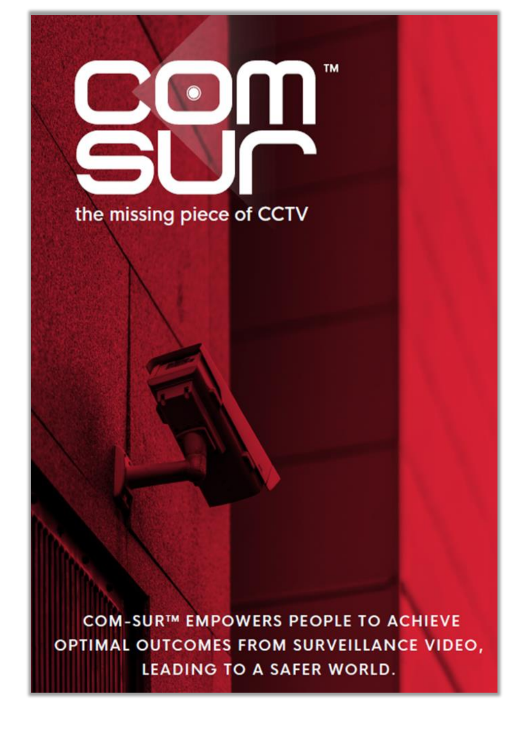# COM SUR™

the missing piece of CCTV

COM-SUR™ EMPOWERS PEOPLE TO ACHIEVE OPTIMAL OUTCOMES FROM SURVEILLANCE VIDEO, LEADING TO A SAFER WORLD.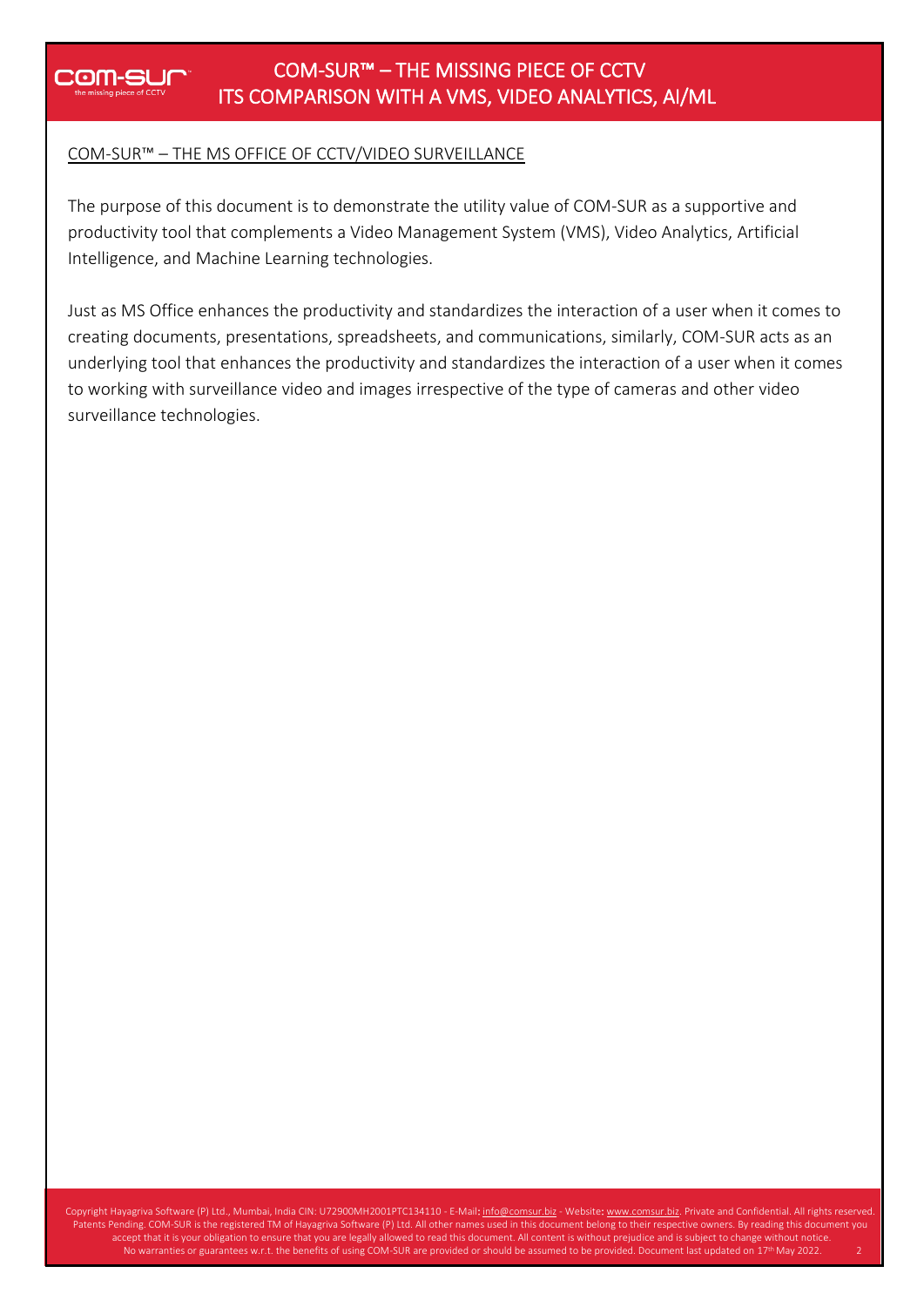## COM-SUR™ – THE MS OFFICE OF CCTV/VIDEO SURVEILLANCE

The purpose of this document is to demonstrate the utility value of COM-SUR as a supportive and productivity tool that complements a Video Management System (VMS), Video Analytics, Artificial Intelligence, and Machine Learning technologies.

Just as MS Office enhances the productivity and standardizes the interaction of a user when it comes to creating documents, presentations, spreadsheets, and communications, similarly, COM-SUR acts as an underlying tool that enhances the productivity and standardizes the interaction of a user when it comes to working with surveillance video and images irrespective of the type of cameras and other video surveillance technologies.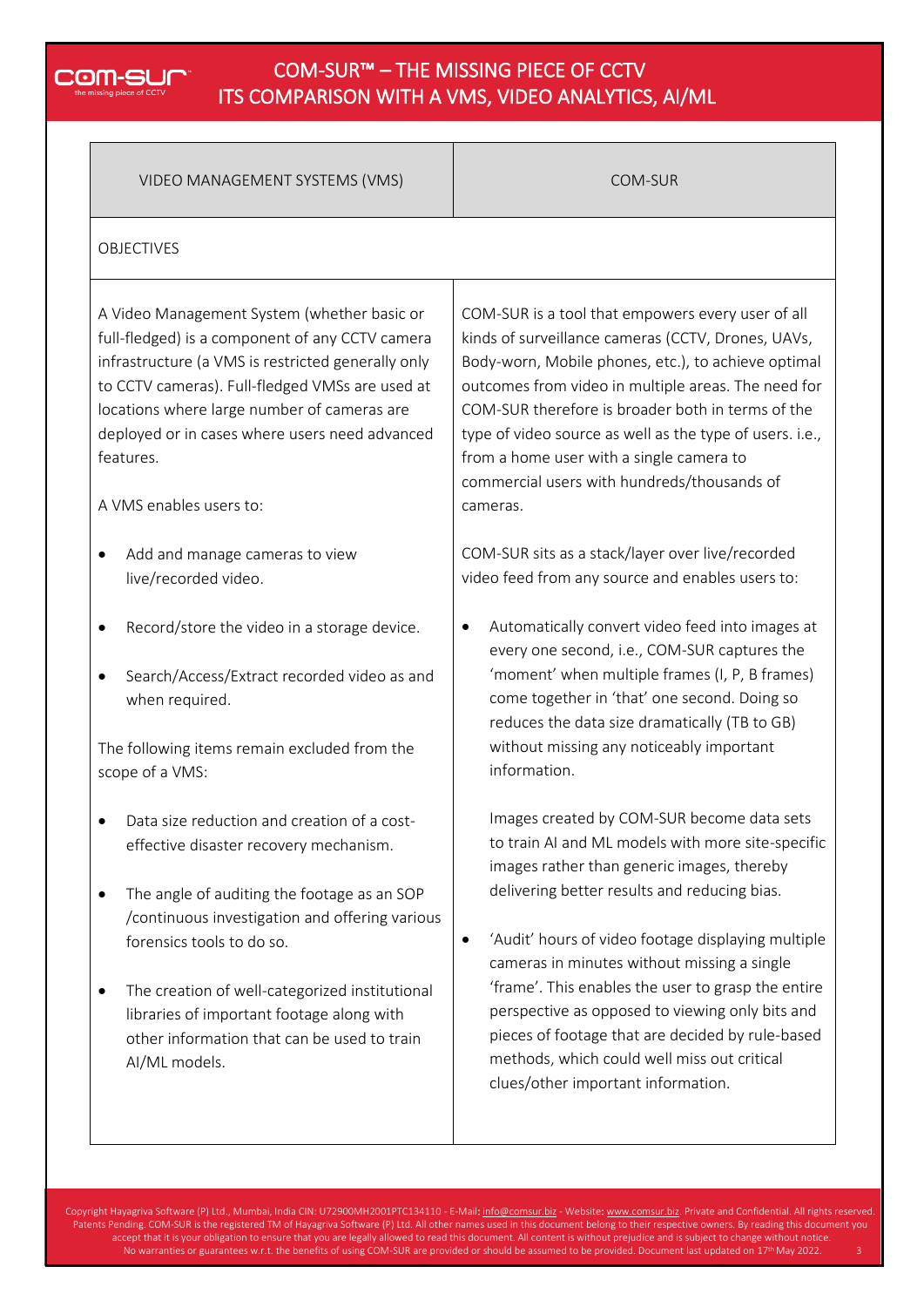| VIDEO MANAGEMENT SYSTEMS (VMS) | COM-SUR |
|---|---|
| OBJECTIVES | |
| A Video Management System (whether basic or full-fledged) is a component of any CCTV camera infrastructure (a VMS is restricted generally only to CCTV cameras). Full-fledged VMSs are used at locations where large number of cameras are deployed or in cases where users need advanced features.<br><br>A VMS enables users to:<br><br>• Add and manage cameras to view live/recorded video.<br>• Record/store the video in a storage device.<br>• Search/Access/Extract recorded video as and when required.<br><br>The following items remain excluded from the scope of a VMS:<br><br>• Data size reduction and creation of a cost-effective disaster recovery mechanism.<br>• The angle of auditing the footage as an SOP /continuous investigation and offering various forensics tools to do so.<br>• The creation of well-categorized institutional libraries of important footage along with other information that can be used to train AI/ML models. | COM-SUR is a tool that empowers every user of all kinds of surveillance cameras (CCTV, Drones, UAVs, Body-worn, Mobile phones, etc.), to achieve optimal outcomes from video in multiple areas. The need for COM-SUR therefore is broader both in terms of the type of video source as well as the type of users. i.e., from a home user with a single camera to commercial users with hundreds/thousands of cameras.<br><br>COM-SUR sits as a stack/layer over live/recorded video feed from any source and enables users to:<br><br>• Automatically convert video feed into images at every one second, i.e., COM-SUR captures the 'moment' when multiple frames (I, P, B frames) come together in 'that' one second. Doing so reduces the data size dramatically (TB to GB) without missing any noticeably important information.<br><br>Images created by COM-SUR become data sets to train AI and ML models with more site-specific images rather than generic images, thereby delivering better results and reducing bias.<br><br>• 'Audit' hours of video footage displaying multiple cameras in minutes without missing a single 'frame'. This enables the user to grasp the entire perspective as opposed to viewing only bits and pieces of footage that are decided by rule-based methods, which could well miss out critical clues/other important information. |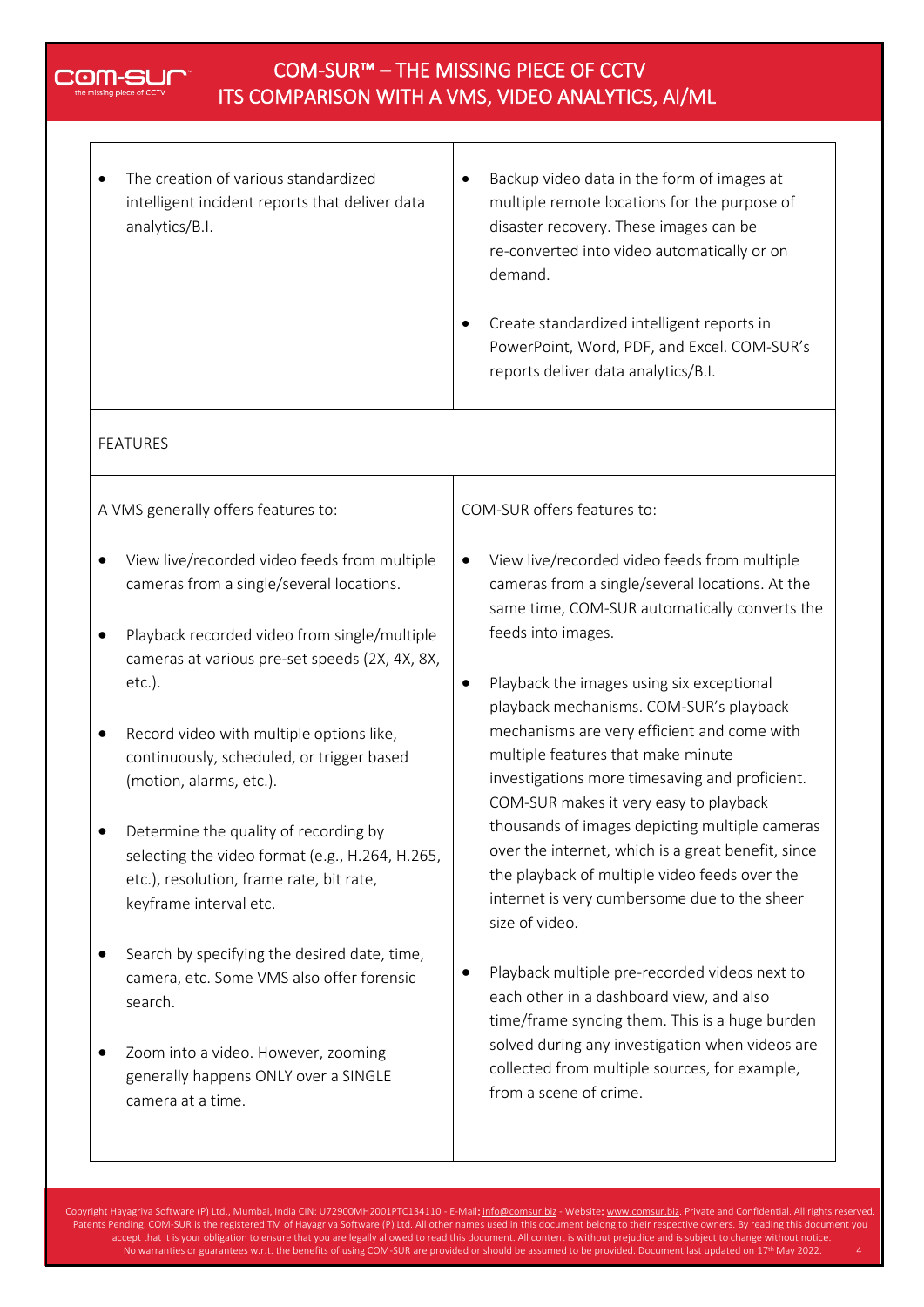| | |
|---|---|
| • The creation of various standardized intelligent incident reports that deliver data analytics/B.I. | • Backup video data in the form of images at multiple remote locations for the purpose of disaster recovery. These images can be re-converted into video automatically or on demand.<br><br>• Create standardized intelligent reports in PowerPoint, Word, PDF, and Excel. COM-SUR's reports deliver data analytics/B.I. |
| FEATURES | |
| A VMS generally offers features to:<br><br>• View live/recorded video feeds from multiple cameras from a single/several locations.<br><br>• Playback recorded video from single/multiple cameras at various pre-set speeds (2X, 4X, 8X, etc.).<br><br>• Record video with multiple options like, continuously, scheduled, or trigger based (motion, alarms, etc.).<br><br>• Determine the quality of recording by selecting the video format (e.g., H.264, H.265, etc.), resolution, frame rate, bit rate, keyframe interval etc.<br><br>• Search by specifying the desired date, time, camera, etc. Some VMS also offer forensic search.<br><br>• Zoom into a video. However, zooming generally happens ONLY over a SINGLE camera at a time. | COM-SUR offers features to:<br><br>• View live/recorded video feeds from multiple cameras from a single/several locations. At the same time, COM-SUR automatically converts the feeds into images.<br><br>• Playback the images using six exceptional playback mechanisms. COM-SUR's playback mechanisms are very efficient and come with multiple features that make minute investigations more timesaving and proficient. COM-SUR makes it very easy to playback thousands of images depicting multiple cameras over the internet, which is a great benefit, since the playback of multiple video feeds over the internet is very cumbersome due to the sheer size of video.<br><br>• Playback multiple pre-recorded videos next to each other in a dashboard view, and also time/frame syncing them. This is a huge burden solved during any investigation when videos are collected from multiple sources, for example, from a scene of crime. |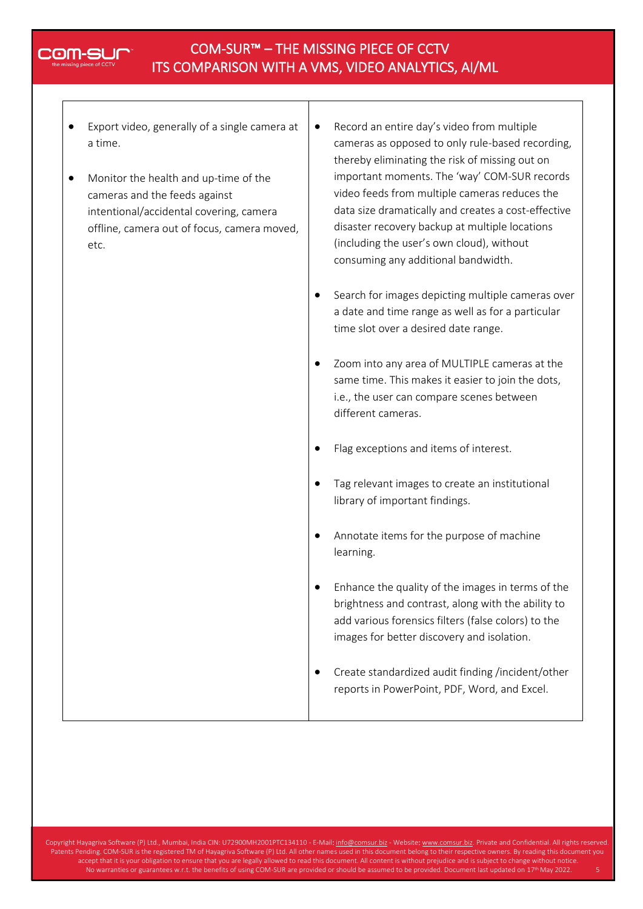| | |
|---|---|
| • Export video, generally of a single camera at a time.<br><br>• Monitor the health and up-time of the cameras and the feeds against intentional/accidental covering, camera offline, camera out of focus, camera moved, etc. | • Record an entire day's video from multiple cameras as opposed to only rule-based recording, thereby eliminating the risk of missing out on important moments. The 'way' COM-SUR records video feeds from multiple cameras reduces the data size dramatically and creates a cost-effective disaster recovery backup at multiple locations (including the user's own cloud), without consuming any additional bandwidth.<br><br>• Search for images depicting multiple cameras over a date and time range as well as for a particular time slot over a desired date range.<br><br>• Zoom into any area of MULTIPLE cameras at the same time. This makes it easier to join the dots, i.e., the user can compare scenes between different cameras.<br><br>• Flag exceptions and items of interest.<br><br>• Tag relevant images to create an institutional library of important findings.<br><br>• Annotate items for the purpose of machine learning.<br><br>• Enhance the quality of the images in terms of the brightness and contrast, along with the ability to add various forensics filters (false colors) to the images for better discovery and isolation.<br><br>• Create standardized audit finding /incident/other reports in PowerPoint, PDF, Word, and Excel. |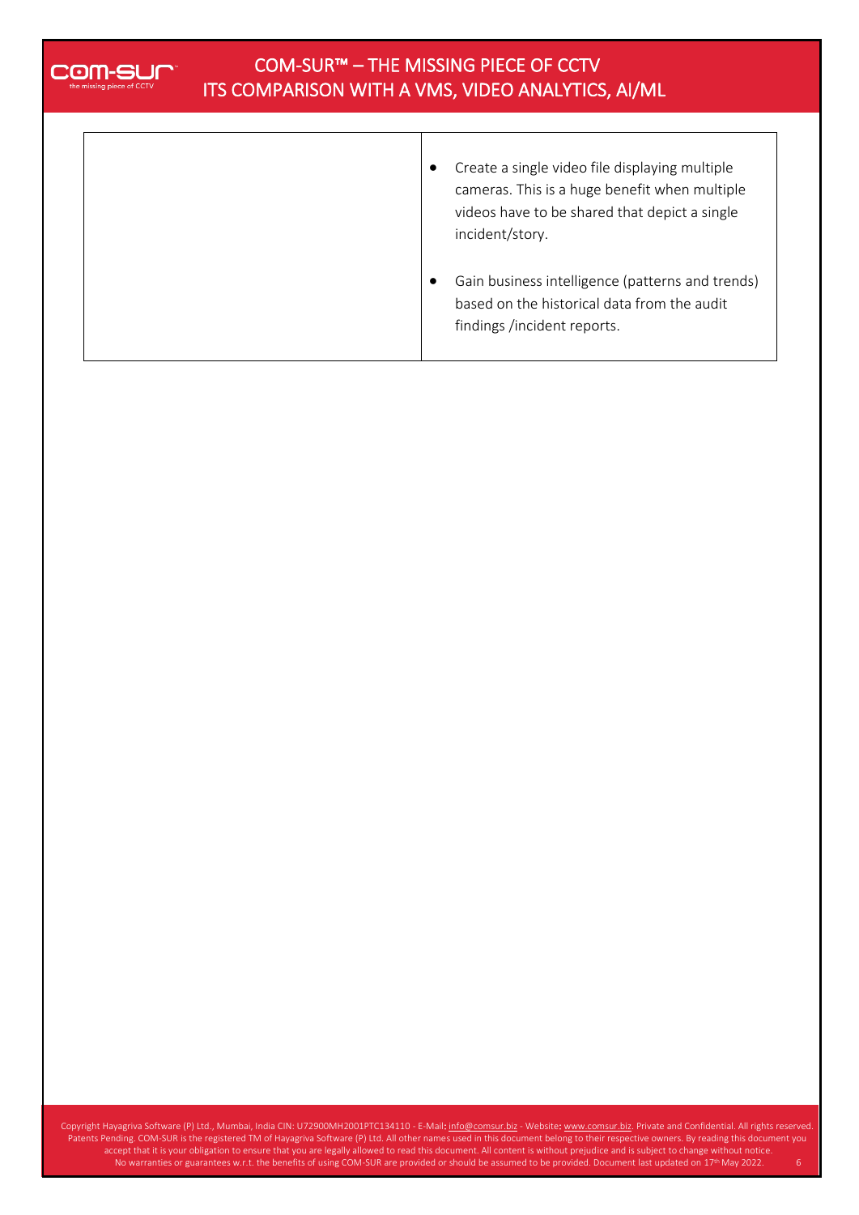| | |
|---|---|
| | • Create a single video file displaying multiple cameras. This is a huge benefit when multiple videos have to be shared that depict a single incident/story. <br><br> • Gain business intelligence (patterns and trends) based on the historical data from the audit findings /incident reports. |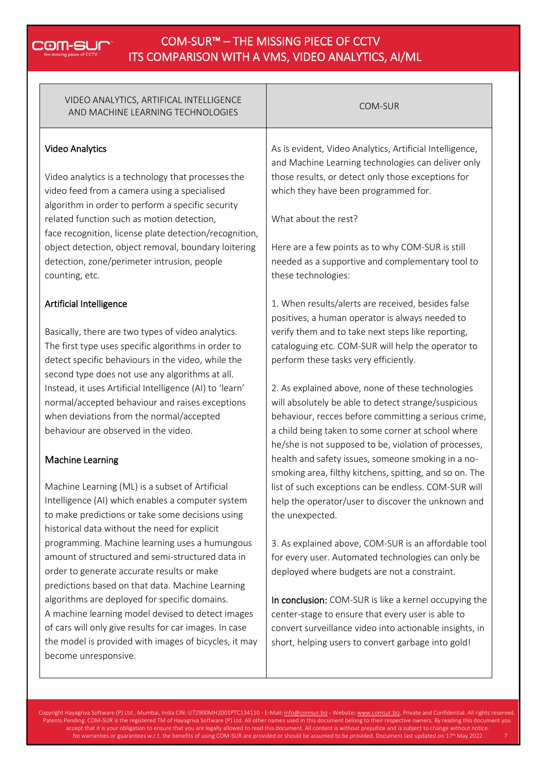# COM-SUR™ – THE MISSING PIECE OF CCTV
# ITS COMPARISON WITH A VMS, VIDEO ANALYTICS, AI/ML

| VIDEO ANALYTICS, ARTIFICAL INTELLIGENCE AND MACHINE LEARNING TECHNOLOGIES | COM-SUR |
| --- | --- |
| Video Analytics<br><br>Video analytics is a technology that processes the video feed from a camera using a specialised algorithm in order to perform a specific security related function such as motion detection, face recognition, license plate detection/recognition, object detection, object removal, boundary loitering detection, zone/perimeter intrusion, people counting, etc.<br><br>Artificial Intelligence<br><br>Basically, there are two types of video analytics. The first type uses specific algorithms in order to detect specific behaviours in the video, while the second type does not use any algorithms at all. Instead, it uses Artificial Intelligence (AI) to 'learn' normal/accepted behaviour and raises exceptions when deviations from the normal/accepted behaviour are observed in the video.<br><br>Machine Learning<br><br>Machine Learning (ML) is a subset of Artificial Intelligence (AI) which enables a computer system to make predictions or take some decisions using historical data without the need for explicit programming. Machine learning uses a humungous amount of structured and semi-structured data in order to generate accurate results or make predictions based on that data. Machine Learning algorithms are deployed for specific domains. A machine learning model devised to detect images of cars will only give results for car images. In case the model is provided with images of bicycles, it may become unresponsive. | As is evident, Video Analytics, Artificial Intelligence, and Machine Learning technologies can deliver only those results, or detect only those exceptions for which they have been programmed for.<br><br>What about the rest?<br><br>Here are a few points as to why COM-SUR is still needed as a supportive and complementary tool to these technologies:<br><br>1. When results/alerts are received, besides false positives, a human operator is always needed to verify them and to take next steps like reporting, cataloguing etc. COM-SUR will help the operator to perform these tasks very efficiently.<br><br>2. As explained above, none of these technologies will absolutely be able to detect strange/suspicious behaviour, recces before committing a serious crime, a child being taken to some corner at school where he/she is not supposed to be, violation of processes, health and safety issues, someone smoking in a no-smoking area, filthy kitchens, spitting, and so on. The list of such exceptions can be endless. COM-SUR will help the operator/user to discover the unknown and the unexpected.<br><br>3. As explained above, COM-SUR is an affordable tool for every user. Automated technologies can only be deployed where budgets are not a constraint.<br><br>**In conclusion:** COM-SUR is like a kernel occupying the center-stage to ensure that every user is able to convert surveillance video into actionable insights, in short, helping users to convert garbage into gold! |

Copyright Hayagriva Software (P) Ltd., Mumbai, India CIN: U72900MH2001PTC134110 - E-Mail: info@comsur.biz - Website: www.comsur.biz. Private and Confidential. All rights reserved. Patents Pending. COM-SUR is the registered TM of Hayagriva Software (P) Ltd. All other names used in this document belong to their respective owners. By reading this document you accept that it is your obligation to ensure that you are legally allowed to read this document. All content is without prejudice and is subject to change without notice. No warranties or guarantees w.r.t. the benefits of using COM-SUR are provided or should be assumed to be provided. Document last updated on 17th May 2022.